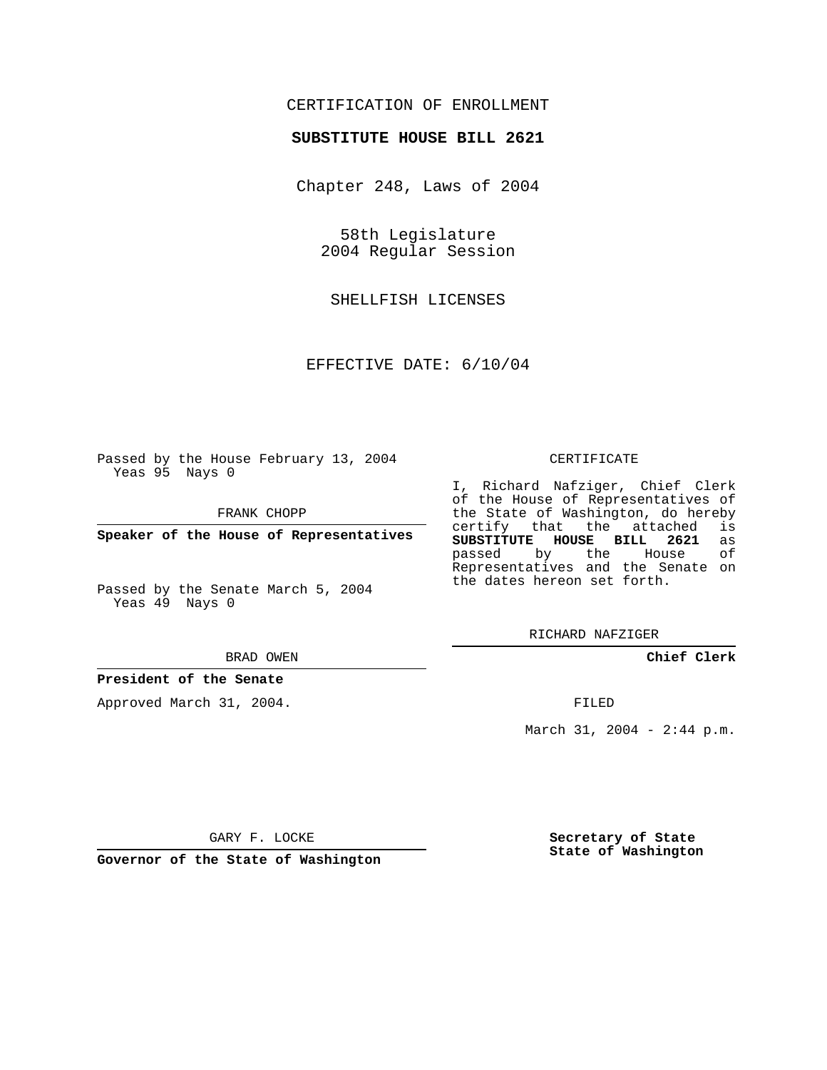CERTIFICATION OF ENROLLMENT

**SUBSTITUTE HOUSE BILL 2621**

Chapter 248, Laws of 2004

58th Legislature
2004 Regular Session

SHELLFISH LICENSES

EFFECTIVE DATE: 6/10/04

Passed by the House February 13, 2004
Yeas 95 Nays 0

FRANK CHOPP

**Speaker of the House of Representatives**

Passed by the Senate March 5, 2004
Yeas 49 Nays 0

BRAD OWEN

**President of the Senate**

Approved March 31, 2004.

GARY F. LOCKE

**Governor of the State of Washington**

CERTIFICATE

I, Richard Nafziger, Chief Clerk of the House of Representatives of the State of Washington, do hereby certify that the attached is **SUBSTITUTE HOUSE BILL 2621** as passed by the House of Representatives and the Senate on the dates hereon set forth.

RICHARD NAFZIGER

**Chief Clerk**

FILED

March 31, 2004 - 2:44 p.m.

**Secretary of State**
**State of Washington**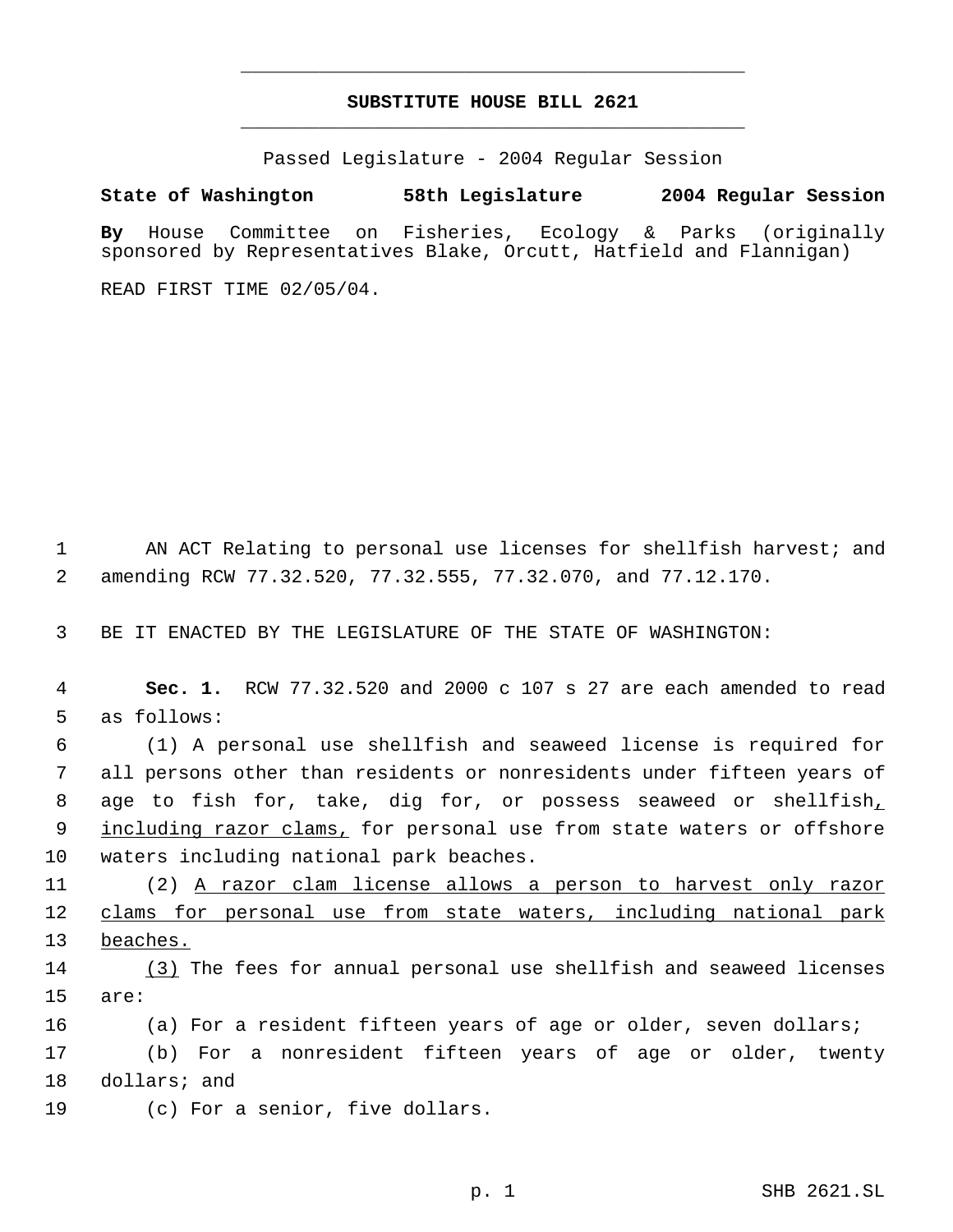# SUBSTITUTE HOUSE BILL 2621

Passed Legislature - 2004 Regular Session

**State of Washington 58th Legislature 2004 Regular Session**

**By** House Committee on Fisheries, Ecology & Parks (originally sponsored by Representatives Blake, Orcutt, Hatfield and Flannigan)

READ FIRST TIME 02/05/04.

AN ACT Relating to personal use licenses for shellfish harvest; and amending RCW 77.32.520, 77.32.555, 77.32.070, and 77.12.170.

BE IT ENACTED BY THE LEGISLATURE OF THE STATE OF WASHINGTON:

**Sec. 1.** RCW 77.32.520 and 2000 c 107 s 27 are each amended to read as follows:

(1) A personal use shellfish and seaweed license is required for all persons other than residents or nonresidents under fifteen years of age to fish for, take, dig for, or possess seaweed or shellfish<u>, including razor clams,</u> for personal use from state waters or offshore waters including national park beaches.

(2) <u>A razor clam license allows a person to harvest only razor clams for personal use from state waters, including national park beaches.</u>

<u>(3)</u> The fees for annual personal use shellfish and seaweed licenses are:

(a) For a resident fifteen years of age or older, seven dollars;

(b) For a nonresident fifteen years of age or older, twenty dollars; and

(c) For a senior, five dollars.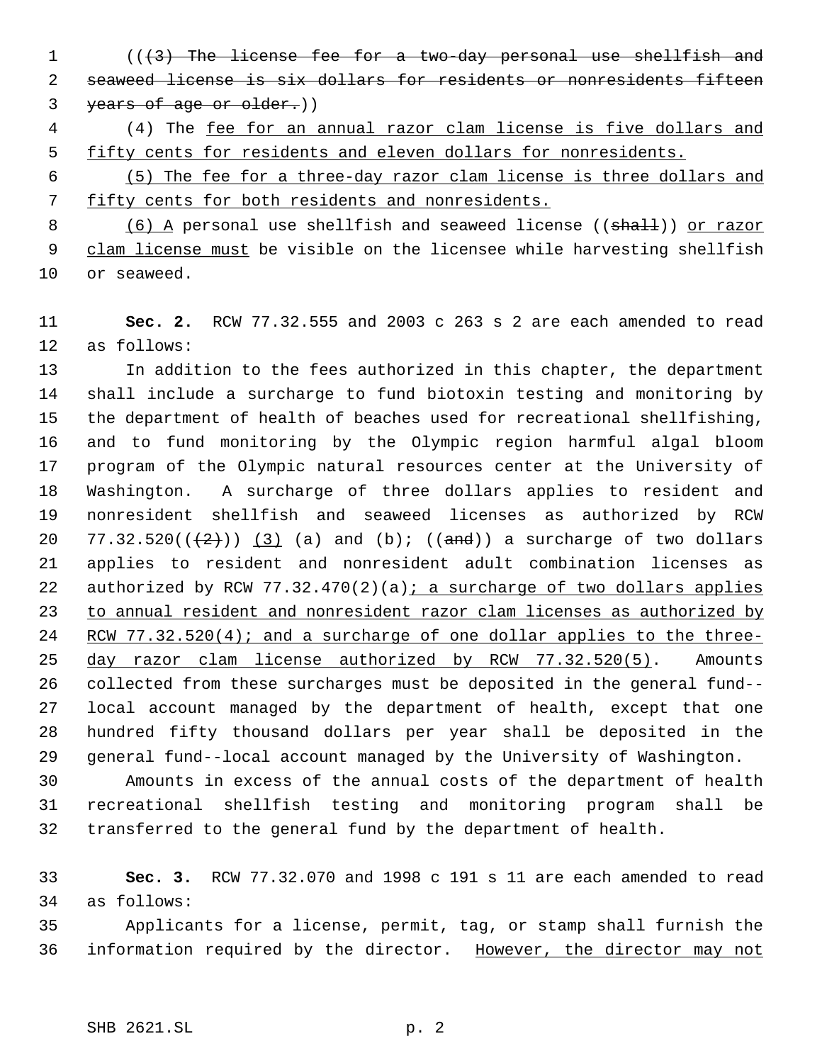(((3) The license fee for a two-day personal use shellfish and seaweed license is six dollars for residents or nonresidents fifteen years of age or older.))

(4) The fee for an annual razor clam license is five dollars and fifty cents for residents and eleven dollars for nonresidents.

(5) The fee for a three-day razor clam license is three dollars and fifty cents for both residents and nonresidents.

(6) A personal use shellfish and seaweed license ((shall)) or razor clam license must be visible on the licensee while harvesting shellfish or seaweed.

**Sec. 2.** RCW 77.32.555 and 2003 c 263 s 2 are each amended to read as follows:

In addition to the fees authorized in this chapter, the department shall include a surcharge to fund biotoxin testing and monitoring by the department of health of beaches used for recreational shellfishing, and to fund monitoring by the Olympic region harmful algal bloom program of the Olympic natural resources center at the University of Washington. A surcharge of three dollars applies to resident and nonresident shellfish and seaweed licenses as authorized by RCW 77.32.520(((2))) (3) (a) and (b); ((and)) a surcharge of two dollars applies to resident and nonresident adult combination licenses as authorized by RCW 77.32.470(2)(a); a surcharge of two dollars applies to annual resident and nonresident razor clam licenses as authorized by RCW 77.32.520(4); and a surcharge of one dollar applies to the three-day razor clam license authorized by RCW 77.32.520(5). Amounts collected from these surcharges must be deposited in the general fund--local account managed by the department of health, except that one hundred fifty thousand dollars per year shall be deposited in the general fund--local account managed by the University of Washington.

Amounts in excess of the annual costs of the department of health recreational shellfish testing and monitoring program shall be transferred to the general fund by the department of health.

**Sec. 3.** RCW 77.32.070 and 1998 c 191 s 11 are each amended to read as follows:

Applicants for a license, permit, tag, or stamp shall furnish the information required by the director. However, the director may not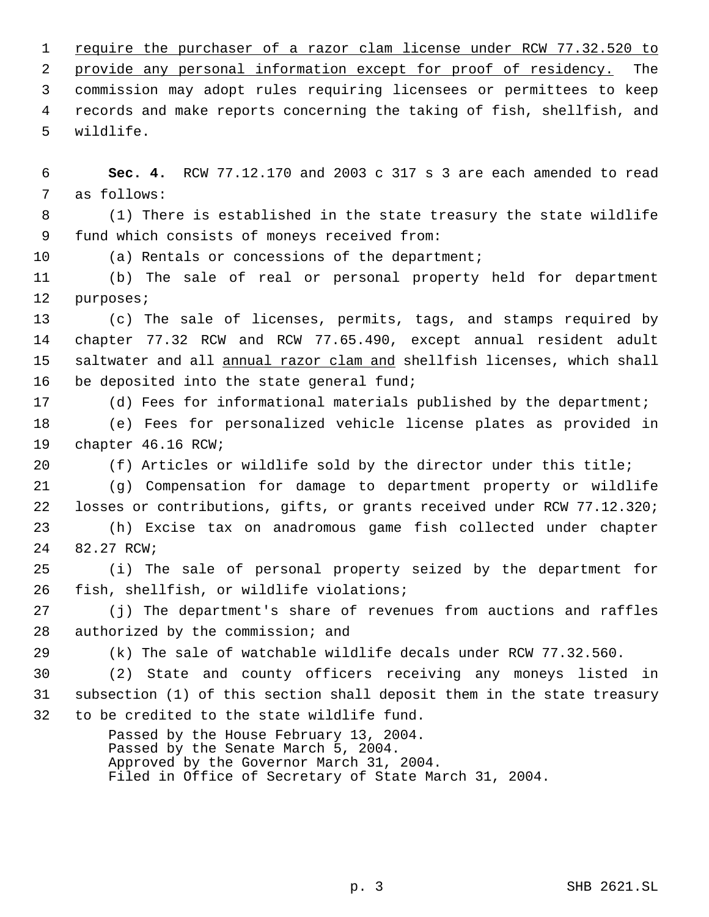require the purchaser of a razor clam license under RCW 77.32.520 to provide any personal information except for proof of residency. The commission may adopt rules requiring licensees or permittees to keep records and make reports concerning the taking of fish, shellfish, and wildlife.

**Sec. 4.** RCW 77.12.170 and 2003 c 317 s 3 are each amended to read as follows:

(1) There is established in the state treasury the state wildlife fund which consists of moneys received from:

(a) Rentals or concessions of the department;

(b) The sale of real or personal property held for department purposes;

(c) The sale of licenses, permits, tags, and stamps required by chapter 77.32 RCW and RCW 77.65.490, except annual resident adult saltwater and all annual razor clam and shellfish licenses, which shall be deposited into the state general fund;

(d) Fees for informational materials published by the department;

(e) Fees for personalized vehicle license plates as provided in chapter 46.16 RCW;

(f) Articles or wildlife sold by the director under this title;

(g) Compensation for damage to department property or wildlife losses or contributions, gifts, or grants received under RCW 77.12.320;

(h) Excise tax on anadromous game fish collected under chapter 82.27 RCW;

(i) The sale of personal property seized by the department for fish, shellfish, or wildlife violations;

(j) The department's share of revenues from auctions and raffles authorized by the commission; and

(k) The sale of watchable wildlife decals under RCW 77.32.560.

(2) State and county officers receiving any moneys listed in subsection (1) of this section shall deposit them in the state treasury to be credited to the state wildlife fund.

Passed by the House February 13, 2004.
Passed by the Senate March 5, 2004.
Approved by the Governor March 31, 2004.
Filed in Office of Secretary of State March 31, 2004.